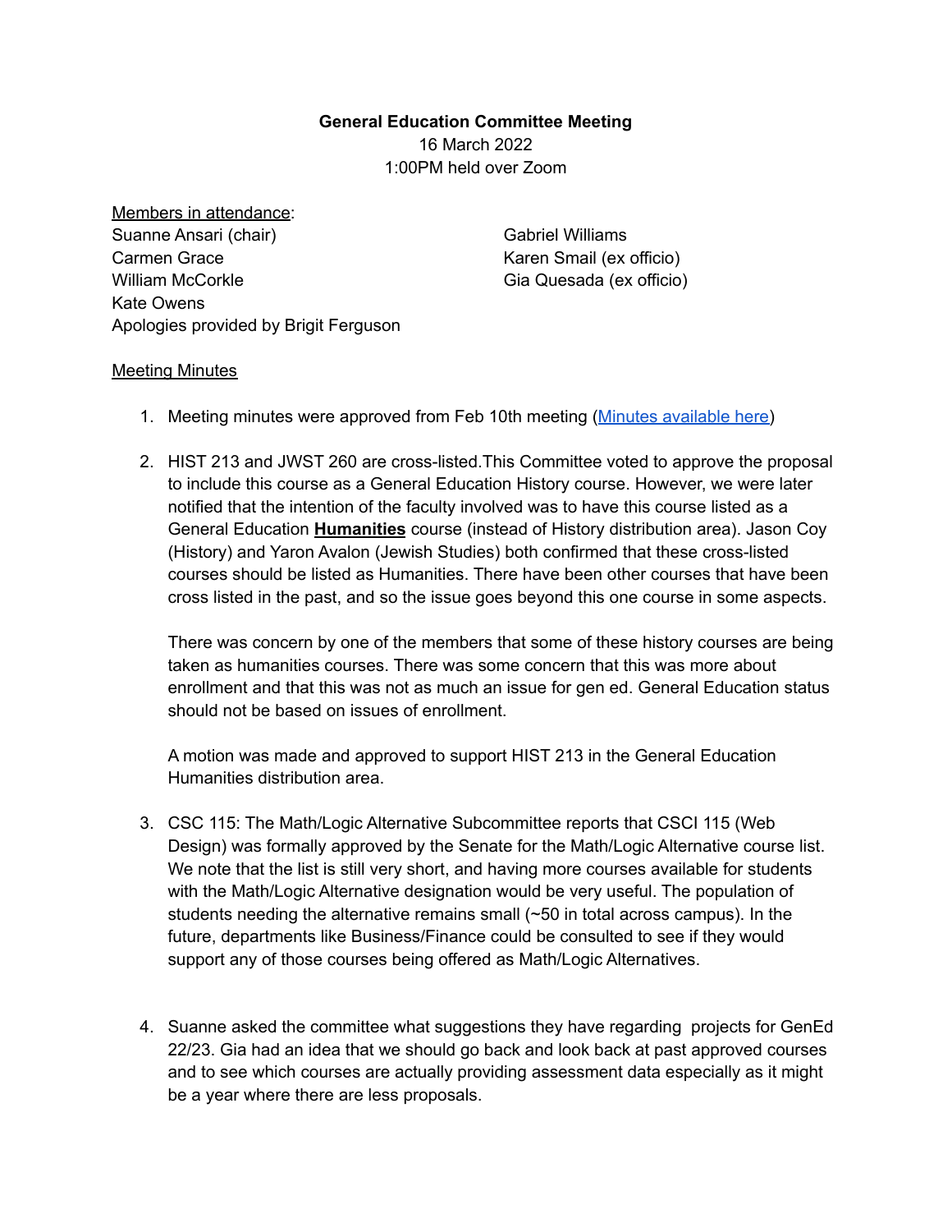**General Education Committee Meeting**
16 March 2022
1:00PM held over Zoom

Members in attendance:
Suanne Ansari (chair)
Carmen Grace
William McCorkle
Kate Owens
Apologies provided by Brigit Ferguson
Gabriel Williams
Karen Smail (ex officio)
Gia Quesada (ex officio)

Meeting Minutes

1. Meeting minutes were approved from Feb 10th meeting (Minutes available here)

2. HIST 213 and JWST 260 are cross-listed.This Committee voted to approve the proposal to include this course as a General Education History course. However, we were later notified that the intention of the faculty involved was to have this course listed as a General Education **Humanities** course (instead of History distribution area). Jason Coy (History) and Yaron Avalon (Jewish Studies) both confirmed that these cross-listed courses should be listed as Humanities. There have been other courses that have been cross listed in the past, and so the issue goes beyond this one course in some aspects.

   There was concern by one of the members that some of these history courses are being taken as humanities courses. There was some concern that this was more about enrollment and that this was not as much an issue for gen ed. General Education status should not be based on issues of enrollment.

   A motion was made and approved to support HIST 213 in the General Education Humanities distribution area.

3. CSC 115: The Math/Logic Alternative Subcommittee reports that CSCI 115 (Web Design) was formally approved by the Senate for the Math/Logic Alternative course list. We note that the list is still very short, and having more courses available for students with the Math/Logic Alternative designation would be very useful. The population of students needing the alternative remains small (~50 in total across campus). In the future, departments like Business/Finance could be consulted to see if they would support any of those courses being offered as Math/Logic Alternatives.

4. Suanne asked the committee what suggestions they have regarding projects for GenEd 22/23. Gia had an idea that we should go back and look back at past approved courses and to see which courses are actually providing assessment data especially as it might be a year where there are less proposals.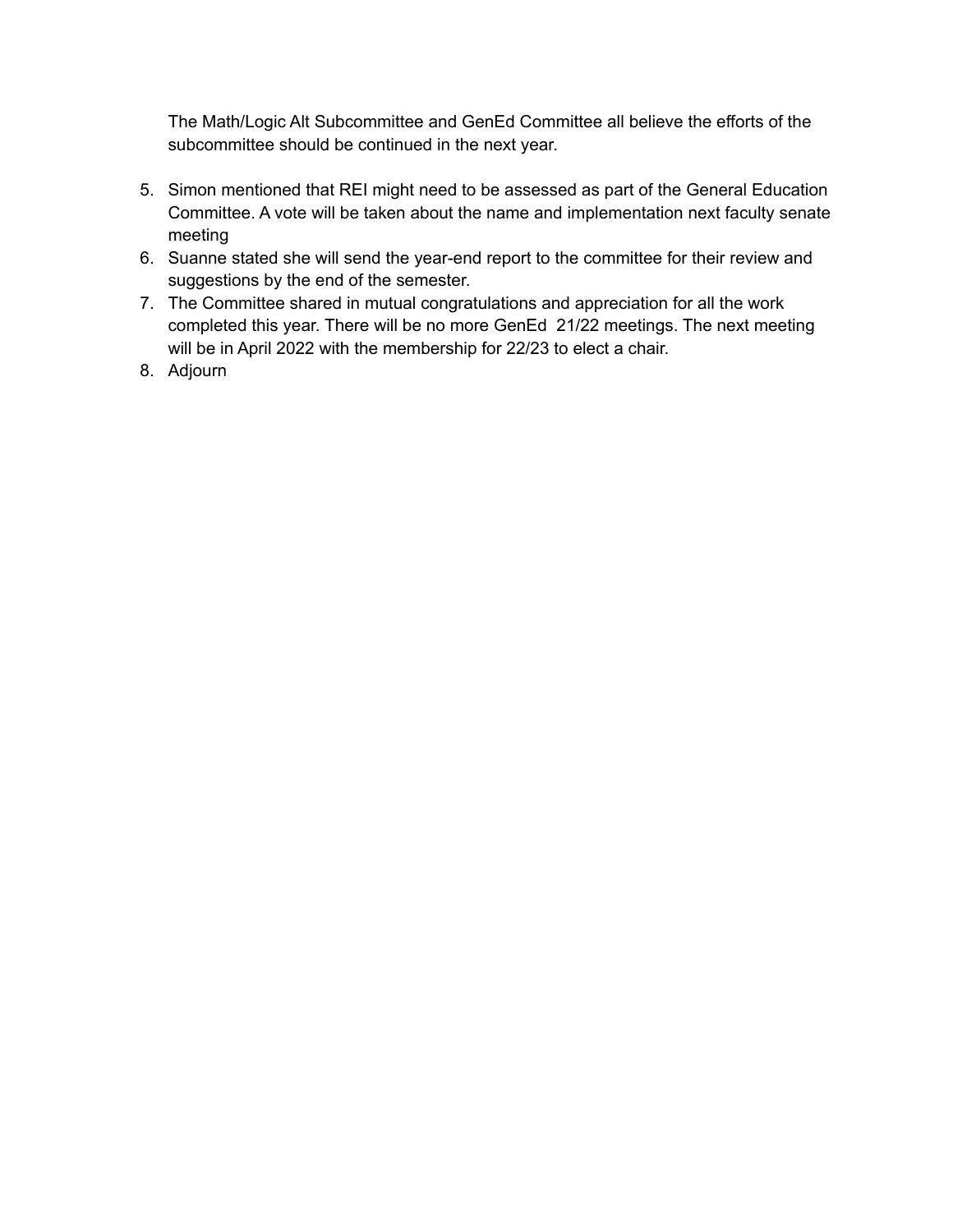The Math/Logic Alt Subcommittee and GenEd Committee all believe the efforts of the subcommittee should be continued in the next year.

5. Simon mentioned that REI might need to be assessed as part of the General Education Committee. A vote will be taken about the name and implementation next faculty senate meeting
6. Suanne stated she will send the year-end report to the committee for their review and suggestions by the end of the semester.
7. The Committee shared in mutual congratulations and appreciation for all the work completed this year. There will be no more GenEd 21/22 meetings. The next meeting will be in April 2022 with the membership for 22/23 to elect a chair.
8. Adjourn